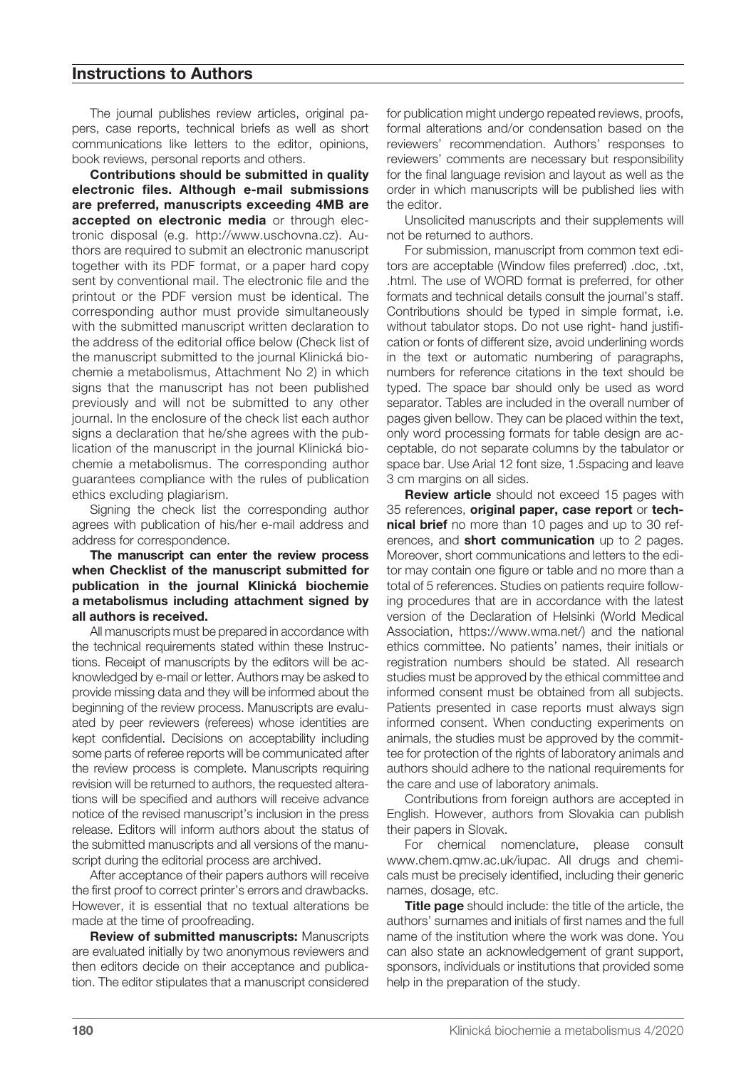# Instructions to Authors

The journal publishes review articles, original papers, case reports, technical briefs as well as short communications like letters to the editor, opinions, book reviews, personal reports and others.

**Contributions should be submitted in quality electronic files. Although e-mail submissions are preferred, manuscripts exceeding 4MB are accepted on electronic media** or through electronic disposal (e.g. http://www.uschovna.cz). Authors are required to submit an electronic manuscript together with its PDF format, or a paper hard copy sent by conventional mail. The electronic file and the printout or the PDF version must be identical. The corresponding author must provide simultaneously with the submitted manuscript written declaration to the address of the editorial office below (Check list of the manuscript submitted to the journal Klinická biochemie a metabolismus, Attachment No 2) in which signs that the manuscript has not been published previously and will not be submitted to any other journal. In the enclosure of the check list each author signs a declaration that he/she agrees with the publication of the manuscript in the journal Klinická biochemie a metabolismus. The corresponding author guarantees compliance with the rules of publication ethics excluding plagiarism.

Signing the check list the corresponding author agrees with publication of his/her e-mail address and address for correspondence.

**The manuscript can enter the review process when Checklist of the manuscript submitted for publication in the journal Klinická biochemie a metabolismus including attachment signed by all authors is received.**

All manuscripts must be prepared in accordance with the technical requirements stated within these Instructions. Receipt of manuscripts by the editors will be acknowledged by e-mail or letter. Authors may be asked to provide missing data and they will be informed about the beginning of the review process. Manuscripts are evaluated by peer reviewers (referees) whose identities are kept confidential. Decisions on acceptability including some parts of referee reports will be communicated after the review process is complete. Manuscripts requiring revision will be returned to authors, the requested alterations will be specified and authors will receive advance notice of the revised manuscript's inclusion in the press release. Editors will inform authors about the status of the submitted manuscripts and all versions of the manuscript during the editorial process are archived.

After acceptance of their papers authors will receive the first proof to correct printer's errors and drawbacks. However, it is essential that no textual alterations be made at the time of proofreading.

**Review of submitted manuscripts:** Manuscripts are evaluated initially by two anonymous reviewers and then editors decide on their acceptance and publication. The editor stipulates that a manuscript considered for publication might undergo repeated reviews, proofs, formal alterations and/or condensation based on the reviewers' recommendation. Authors' responses to reviewers' comments are necessary but responsibility for the final language revision and layout as well as the order in which manuscripts will be published lies with the editor.

Unsolicited manuscripts and their supplements will not be returned to authors.

For submission, manuscript from common text editors are acceptable (Window files preferred) .doc, .txt, .html. The use of WORD format is preferred, for other formats and technical details consult the journal's staff. Contributions should be typed in simple format, i.e. without tabulator stops. Do not use right- hand justification or fonts of different size, avoid underlining words in the text or automatic numbering of paragraphs, numbers for reference citations in the text should be typed. The space bar should only be used as word separator. Tables are included in the overall number of pages given bellow. They can be placed within the text, only word processing formats for table design are acceptable, do not separate columns by the tabulator or space bar. Use Arial 12 font size, 1.5spacing and leave 3 cm margins on all sides.

**Review article** should not exceed 15 pages with 35 references, **original paper, case report** or **technical brief** no more than 10 pages and up to 30 references, and **short communication** up to 2 pages. Moreover, short communications and letters to the editor may contain one figure or table and no more than a total of 5 references. Studies on patients require following procedures that are in accordance with the latest version of the Declaration of Helsinki (World Medical Association, https://www.wma.net/) and the national ethics committee. No patients' names, their initials or registration numbers should be stated. All research studies must be approved by the ethical committee and informed consent must be obtained from all subjects. Patients presented in case reports must always sign informed consent. When conducting experiments on animals, the studies must be approved by the committee for protection of the rights of laboratory animals and authors should adhere to the national requirements for the care and use of laboratory animals.

Contributions from foreign authors are accepted in English. However, authors from Slovakia can publish their papers in Slovak.

For chemical nomenclature, please consult www.chem.qmw.ac.uk/iupac. All drugs and chemicals must be precisely identified, including their generic names, dosage, etc.

**Title page** should include: the title of the article, the authors' surnames and initials of first names and the full name of the institution where the work was done. You can also state an acknowledgement of grant support, sponsors, individuals or institutions that provided some help in the preparation of the study.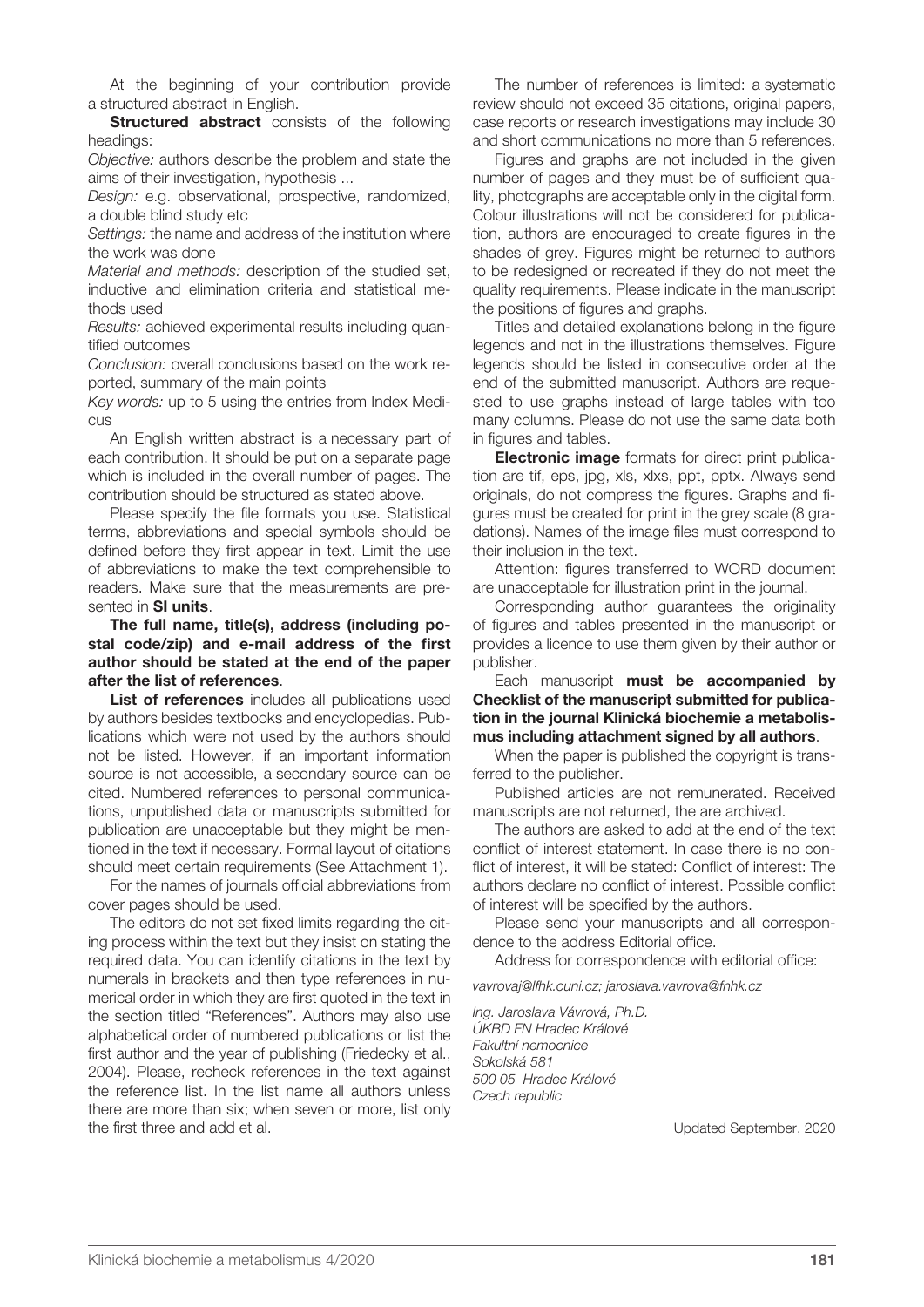At the beginning of your contribution provide a structured abstract in English.

**Structured abstract** consists of the following headings:

*Objective:* authors describe the problem and state the aims of their investigation, hypothesis ...

*Design:* e.g. observational, prospective, randomized, a double blind study etc

*Settings:* the name and address of the institution where the work was done

*Material and methods:* description of the studied set, inductive and elimination criteria and statistical methods used

*Results:* achieved experimental results including quantified outcomes

*Conclusion:* overall conclusions based on the work reported, summary of the main points

*Key words:* up to 5 using the entries from Index Medicus

An English written abstract is a necessary part of each contribution. It should be put on a separate page which is included in the overall number of pages. The contribution should be structured as stated above.

Please specify the file formats you use. Statistical terms, abbreviations and special symbols should be defined before they first appear in text. Limit the use of abbreviations to make the text comprehensible to readers. Make sure that the measurements are presented in **SI units**.

**The full name, title(s), address (including postal code/zip) and e-mail address of the first author should be stated at the end of the paper after the list of references**.

**List of references** includes all publications used by authors besides textbooks and encyclopedias. Publications which were not used by the authors should not be listed. However, if an important information source is not accessible, a secondary source can be cited. Numbered references to personal communications, unpublished data or manuscripts submitted for publication are unacceptable but they might be mentioned in the text if necessary. Formal layout of citations should meet certain requirements (See Attachment 1).

For the names of journals official abbreviations from cover pages should be used.

The editors do not set fixed limits regarding the citing process within the text but they insist on stating the required data. You can identify citations in the text by numerals in brackets and then type references in numerical order in which they are first quoted in the text in the section titled "References". Authors may also use alphabetical order of numbered publications or list the first author and the year of publishing (Friedecky et al., 2004). Please, recheck references in the text against the reference list. In the list name all authors unless there are more than six; when seven or more, list only the first three and add et al.

The number of references is limited: a systematic review should not exceed 35 citations, original papers, case reports or research investigations may include 30 and short communications no more than 5 references.

Figures and graphs are not included in the given number of pages and they must be of sufficient quality, photographs are acceptable only in the digital form. Colour illustrations will not be considered for publication, authors are encouraged to create figures in the shades of grey. Figures might be returned to authors to be redesigned or recreated if they do not meet the quality requirements. Please indicate in the manuscript the positions of figures and graphs.

Titles and detailed explanations belong in the figure legends and not in the illustrations themselves. Figure legends should be listed in consecutive order at the end of the submitted manuscript. Authors are requested to use graphs instead of large tables with too many columns. Please do not use the same data both in figures and tables.

**Electronic image** formats for direct print publication are tif, eps, jpg, xls, xlxs, ppt, pptx. Always send originals, do not compress the figures. Graphs and figures must be created for print in the grey scale (8 gradations). Names of the image files must correspond to their inclusion in the text.

Attention: figures transferred to WORD document are unacceptable for illustration print in the journal.

Corresponding author guarantees the originality of figures and tables presented in the manuscript or provides a licence to use them given by their author or publisher.

Each manuscript **must be accompanied by Checklist of the manuscript submitted for publication in the journal Klinická biochemie a metabolismus including attachment signed by all authors**.

When the paper is published the copyright is transferred to the publisher.

Published articles are not remunerated. Received manuscripts are not returned, the are archived.

The authors are asked to add at the end of the text conflict of interest statement. In case there is no conflict of interest, it will be stated: Conflict of interest: The authors declare no conflict of interest. Possible conflict of interest will be specified by the authors.

Please send your manuscripts and all correspondence to the address Editorial office.

Address for correspondence with editorial office:

*vavrovaj@lfhk.cuni.cz; jaroslava.vavrova@fnhk.cz*

*Ing. Jaroslava Vávrová, Ph.D.*
*ÚKBD FN Hradec Králové*
*Fakultní nemocnice*
*Sokolská 581*
*500 05 Hradec Králové*
*Czech republic*

Updated September, 2020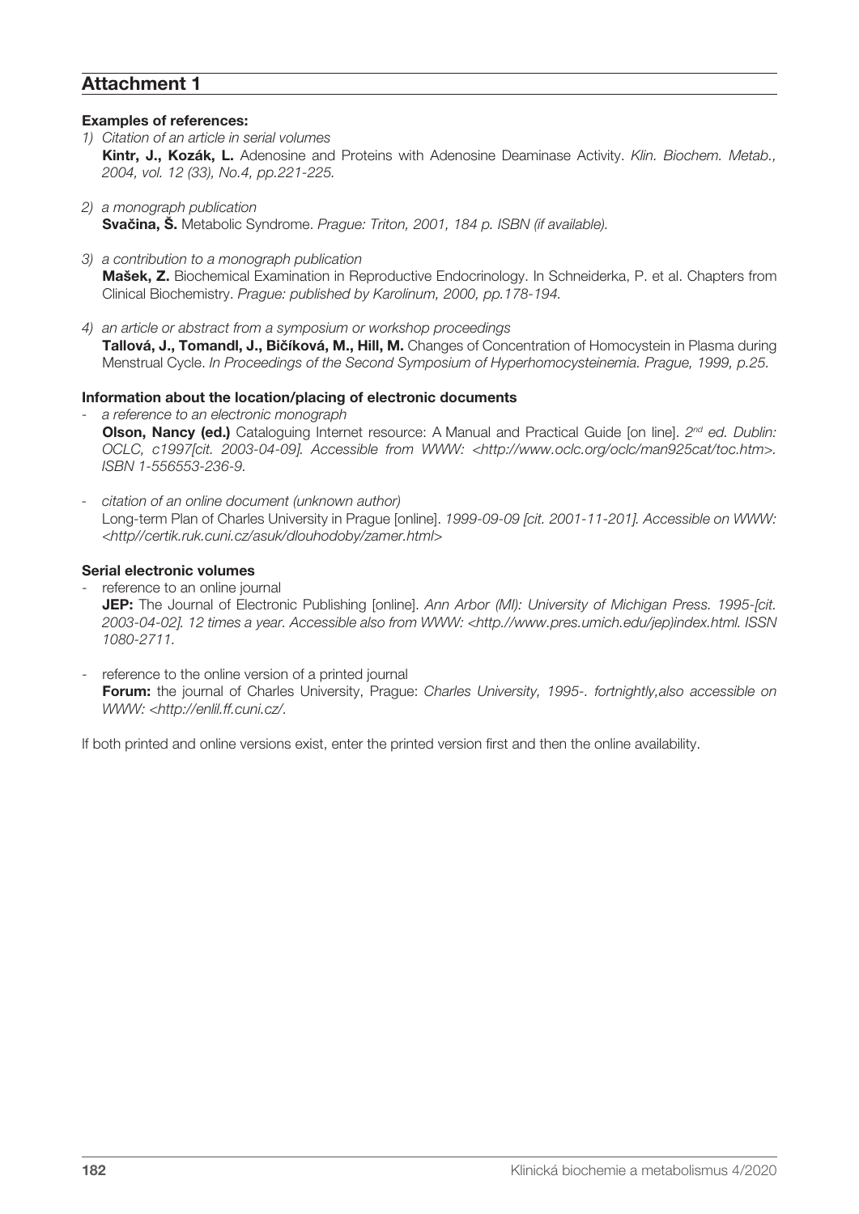## Attachment 1

**Examples of references:**

1) *Citation of an article in serial volumes*
   **Kintr, J., Kozák, L.** Adenosine and Proteins with Adenosine Deaminase Activity. *Klin. Biochem. Metab., 2004, vol. 12 (33), No.4, pp.221-225.*

2) *a monograph publication*
   **Svačina, Š.** Metabolic Syndrome. *Prague: Triton, 2001, 184 p. ISBN (if available).*

3) *a contribution to a monograph publication*
   **Mašek, Z.** Biochemical Examination in Reproductive Endocrinology. In Schneiderka, P. et al. Chapters from Clinical Biochemistry. *Prague: published by Karolinum, 2000, pp.178-194.*

4) *an article or abstract from a symposium or workshop proceedings*
   **Tallová, J., Tomandl, J., Bičíková, M., Hill, M.** Changes of Concentration of Homocystein in Plasma during Menstrual Cycle. *In Proceedings of the Second Symposium of Hyperhomocysteinemia. Prague, 1999, p.25.*

**Information about the location/placing of electronic documents**

- *a reference to an electronic monograph*
  **Olson, Nancy (ed.)** Cataloguing Internet resource: A Manual and Practical Guide [on line]. *2nd ed. Dublin: OCLC, c1997[cit. 2003-04-09]. Accessible from WWW: <http://www.oclc.org/oclc/man925cat/toc.htm>. ISBN 1-556553-236-9.*

- *citation of an online document (unknown author)*
  Long-term Plan of Charles University in Prague [online]. *1999-09-09 [cit. 2001-11-201]. Accessible on WWW: <http//certik.ruk.cuni.cz/asuk/dlouhodoby/zamer.html>*

**Serial electronic volumes**

- reference to an online journal
  **JEP:** The Journal of Electronic Publishing [online]. *Ann Arbor (MI): University of Michigan Press. 1995-[cit. 2003-04-02]. 12 times a year. Accessible also from WWW: <http.//www.pres.umich.edu/jep)index.html. ISSN 1080-2711.*

- reference to the online version of a printed journal
  **Forum:** the journal of Charles University, Prague: *Charles University, 1995-. fortnightly,also accessible on WWW: <http://enlil.ff.cuni.cz/.*

If both printed and online versions exist, enter the printed version first and then the online availability.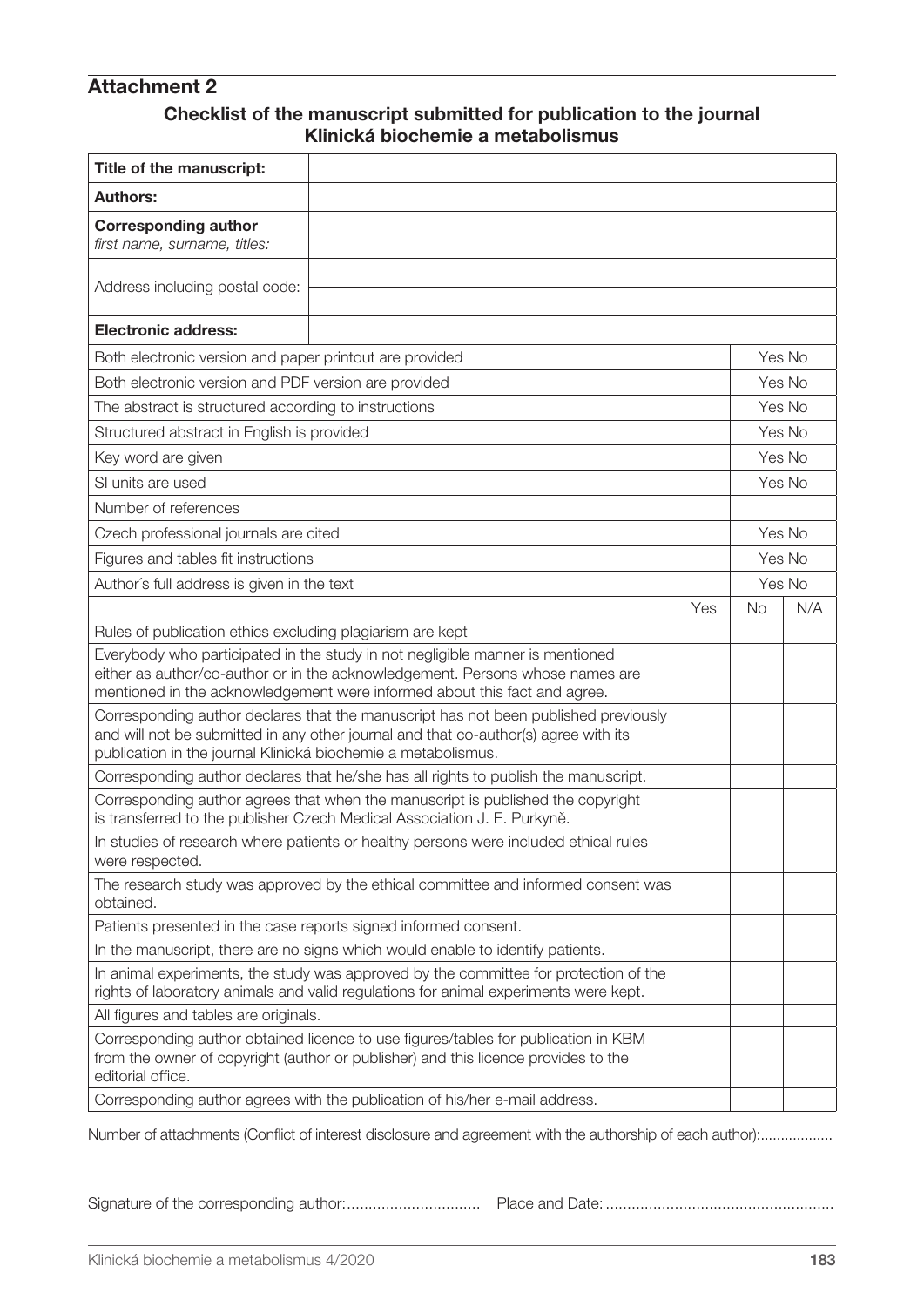## Attachment 2

### Checklist of the manuscript submitted for publication to the journal Klinická biochemie a metabolismus

| | |
|---|---|
| **Title of the manuscript:** | |
| **Authors:** | |
| **Corresponding author** *first name, surname, titles:* | |
| Address including postal code: | |
| **Electronic address:** | |

| | |
|---|---|
| Both electronic version and paper printout are provided | Yes No |
| Both electronic version and PDF version are provided | Yes No |
| The abstract is structured according to instructions | Yes No |
| Structured abstract in English is provided | Yes No |
| Key word are given | Yes No |
| SI units are used | Yes No |
| Number of references | |
| Czech professional journals are cited | Yes No |
| Figures and tables fit instructions | Yes No |
| Author´s full address is given in the text | Yes No |

| | Yes | No | N/A |
|---|---|---|---|
| Rules of publication ethics excluding plagiarism are kept | | | |
| Everybody who participated in the study in not negligible manner is mentioned either as author/co-author or in the acknowledgement. Persons whose names are mentioned in the acknowledgement were informed about this fact and agree. | | | |
| Corresponding author declares that the manuscript has not been published previously and will not be submitted in any other journal and that co-author(s) agree with its publication in the journal Klinická biochemie a metabolismus. | | | |
| Corresponding author declares that he/she has all rights to publish the manuscript. | | | |
| Corresponding author agrees that when the manuscript is published the copyright is transferred to the publisher Czech Medical Association J. E. Purkyně. | | | |
| In studies of research where patients or healthy persons were included ethical rules were respected. | | | |
| The research study was approved by the ethical committee and informed consent was obtained. | | | |
| Patients presented in the case reports signed informed consent. | | | |
| In the manuscript, there are no signs which would enable to identify patients. | | | |
| In animal experiments, the study was approved by the committee for protection of the rights of laboratory animals and valid regulations for animal experiments were kept. | | | |
| All figures and tables are originals. | | | |
| Corresponding author obtained licence to use figures/tables for publication in KBM from the owner of copyright (author or publisher) and this licence provides to the editorial office. | | | |
| Corresponding author agrees with the publication of his/her e-mail address. | | | |

Number of attachments (Conflict of interest disclosure and agreement with the authorship of each author):..................

Signature of the corresponding author:............................... Place and Date: ....................................................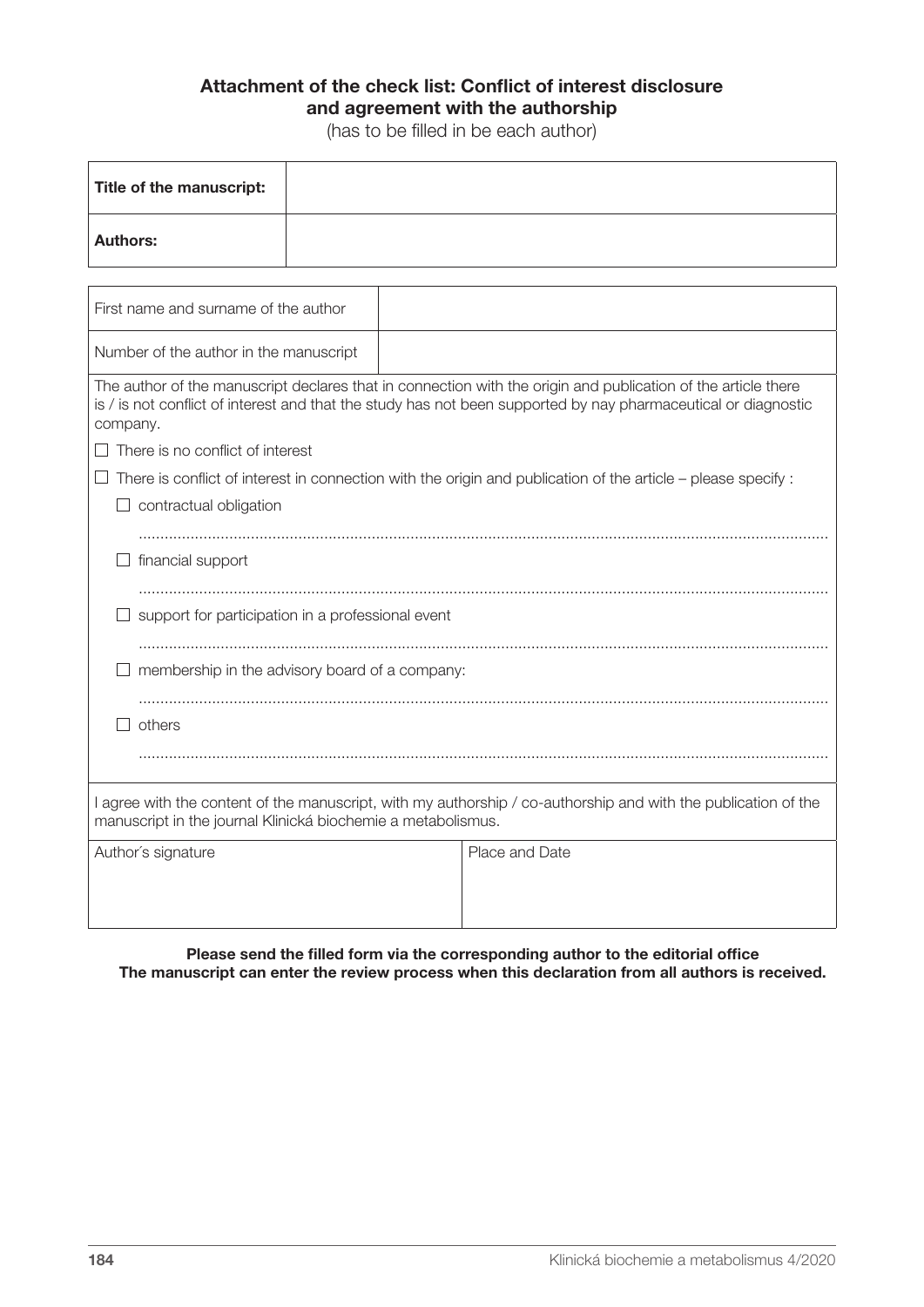## Attachment of the check list: Conflict of interest disclosure and agreement with the authorship

(has to be filled in be each author)

| | |
|---|---|
| **Title of the manuscript:** | |
| **Authors:** | |

| | |
|---|---|
| First name and surname of the author | |
| Number of the author in the manuscript | |

The author of the manuscript declares that in connection with the origin and publication of the article there is / is not conflict of interest and that the study has not been supported by nay pharmaceutical or diagnostic company.

☐ There is no conflict of interest

☐ There is conflict of interest in connection with the origin and publication of the article – please specify :

- ☐ contractual obligation

  .............................................................................................................................................

- ☐ financial support

  .............................................................................................................................................

- ☐ support for participation in a professional event

  .............................................................................................................................................

- ☐ membership in the advisory board of a company:

  .............................................................................................................................................

- ☐ others

  .............................................................................................................................................

I agree with the content of the manuscript, with my authorship / co-authorship and with the publication of the manuscript in the journal Klinická biochemie a metabolismus.

| Author´s signature | Place and Date |
|---|---|
| | |

**Please send the filled form via the corresponding author to the editorial office**
**The manuscript can enter the review process when this declaration from all authors is received.**